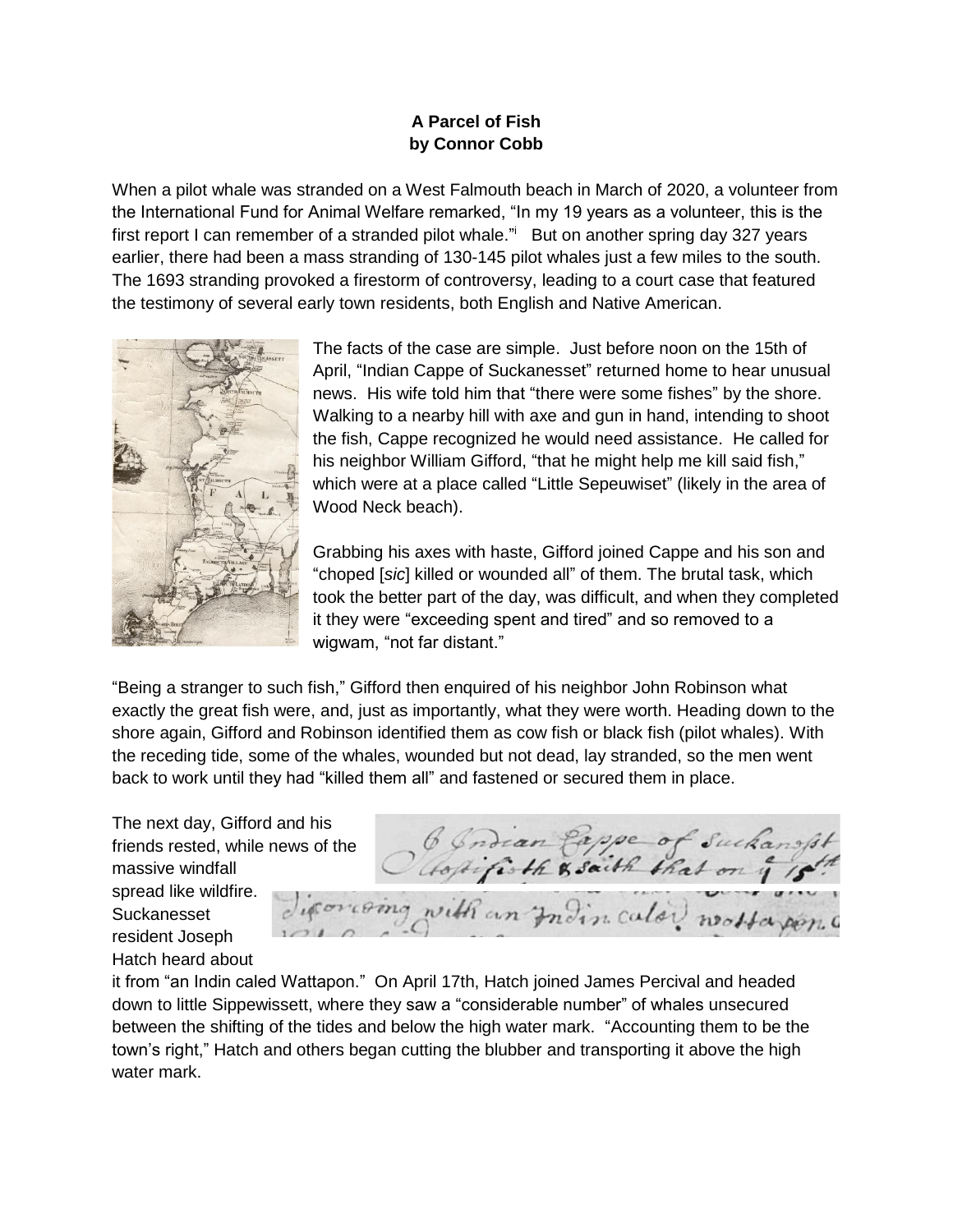**A Parcel of Fish**
**by Connor Cobb**

When a pilot whale was stranded on a West Falmouth beach in March of 2020, a volunteer from the International Fund for Animal Welfare remarked, "In my 19 years as a volunteer, this is the first report I can remember of a stranded pilot whale."[i] But on another spring day 327 years earlier, there had been a mass stranding of 130-145 pilot whales just a few miles to the south. The 1693 stranding provoked a firestorm of controversy, leading to a court case that featured the testimony of several early town residents, both English and Native American.

The facts of the case are simple. Just before noon on the 15th of April, "Indian Cappe of Suckanesset" returned home to hear unusual news. His wife told him that "there were some fishes" by the shore. Walking to a nearby hill with axe and gun in hand, intending to shoot the fish, Cappe recognized he would need assistance. He called for his neighbor William Gifford, "that he might help me kill said fish," which were at a place called "Little Sepeuwiset" (likely in the area of Wood Neck beach).

Grabbing his axes with haste, Gifford joined Cappe and his son and "choped [*sic*] killed or wounded all" of them. The brutal task, which took the better part of the day, was difficult, and when they completed it they were "exceeding spent and tired" and so removed to a wigwam, "not far distant."

"Being a stranger to such fish," Gifford then enquired of his neighbor John Robinson what exactly the great fish were, and, just as importantly, what they were worth. Heading down to the shore again, Gifford and Robinson identified them as cow fish or black fish (pilot whales). With the receding tide, some of the whales, wounded but not dead, lay stranded, so the men went back to work until they had "killed them all" and fastened or secured them in place.

The next day, Gifford and his friends rested, while news of the massive windfall spread like wildfire. Suckanesset resident Joseph Hatch heard about it from "an Indin caled Wattapon." On April 17th, Hatch joined James Percival and headed down to little Sippewissett, where they saw a "considerable number" of whales unsecured between the shifting of the tides and below the high water mark. "Accounting them to be the town's right," Hatch and others began cutting the blubber and transporting it above the high water mark.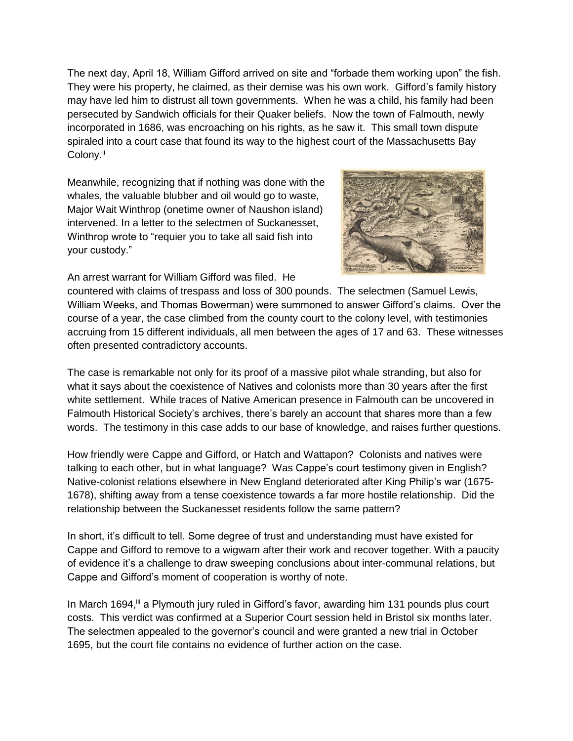The next day, April 18, William Gifford arrived on site and "forbade them working upon" the fish. They were his property, he claimed, as their demise was his own work. Gifford's family history may have led him to distrust all town governments. When he was a child, his family had been persecuted by Sandwich officials for their Quaker beliefs. Now the town of Falmouth, newly incorporated in 1686, was encroaching on his rights, as he saw it. This small town dispute spiraled into a court case that found its way to the highest court of the Massachusetts Bay Colony.[ii]

Meanwhile, recognizing that if nothing was done with the whales, the valuable blubber and oil would go to waste, Major Wait Winthrop (onetime owner of Naushon island) intervened. In a letter to the selectmen of Suckanesset, Winthrop wrote to "requier you to take all said fish into your custody."

An arrest warrant for William Gifford was filed. He countered with claims of trespass and loss of 300 pounds. The selectmen (Samuel Lewis, William Weeks, and Thomas Bowerman) were summoned to answer Gifford's claims. Over the course of a year, the case climbed from the county court to the colony level, with testimonies accruing from 15 different individuals, all men between the ages of 17 and 63. These witnesses often presented contradictory accounts.

The case is remarkable not only for its proof of a massive pilot whale stranding, but also for what it says about the coexistence of Natives and colonists more than 30 years after the first white settlement. While traces of Native American presence in Falmouth can be uncovered in Falmouth Historical Society's archives, there's barely an account that shares more than a few words. The testimony in this case adds to our base of knowledge, and raises further questions.

How friendly were Cappe and Gifford, or Hatch and Wattapon? Colonists and natives were talking to each other, but in what language? Was Cappe's court testimony given in English? Native-colonist relations elsewhere in New England deteriorated after King Philip's war (1675-1678), shifting away from a tense coexistence towards a far more hostile relationship. Did the relationship between the Suckanesset residents follow the same pattern?

In short, it's difficult to tell. Some degree of trust and understanding must have existed for Cappe and Gifford to remove to a wigwam after their work and recover together. With a paucity of evidence it's a challenge to draw sweeping conclusions about inter-communal relations, but Cappe and Gifford's moment of cooperation is worthy of note.

In March 1694,[iii] a Plymouth jury ruled in Gifford's favor, awarding him 131 pounds plus court costs. This verdict was confirmed at a Superior Court session held in Bristol six months later. The selectmen appealed to the governor's council and were granted a new trial in October 1695, but the court file contains no evidence of further action on the case.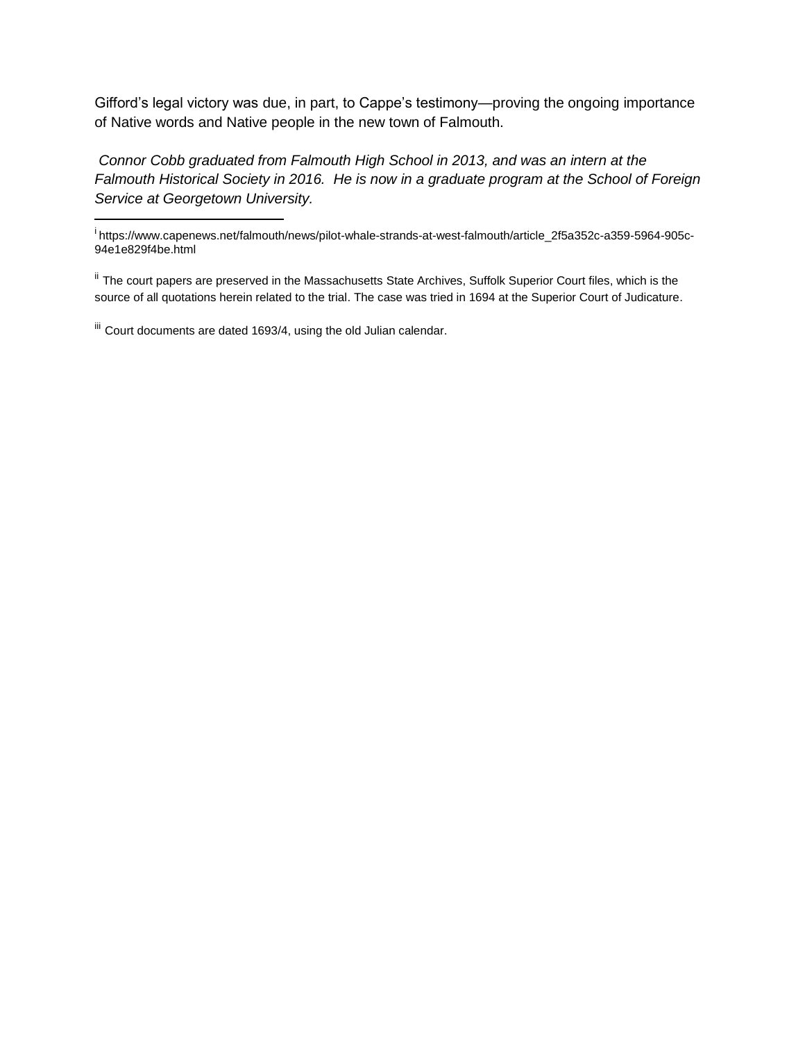Gifford's legal victory was due, in part, to Cappe's testimony—proving the ongoing importance of Native words and Native people in the new town of Falmouth.

*Connor Cobb graduated from Falmouth High School in 2013, and was an intern at the Falmouth Historical Society in 2016. He is now in a graduate program at the School of Foreign Service at Georgetown University.*

---

[i] https://www.capenews.net/falmouth/news/pilot-whale-strands-at-west-falmouth/article_2f5a352c-a359-5964-905c-94e1e829f4be.html

[ii] The court papers are preserved in the Massachusetts State Archives, Suffolk Superior Court files, which is the source of all quotations herein related to the trial. The case was tried in 1694 at the Superior Court of Judicature.

[iii] Court documents are dated 1693/4, using the old Julian calendar.